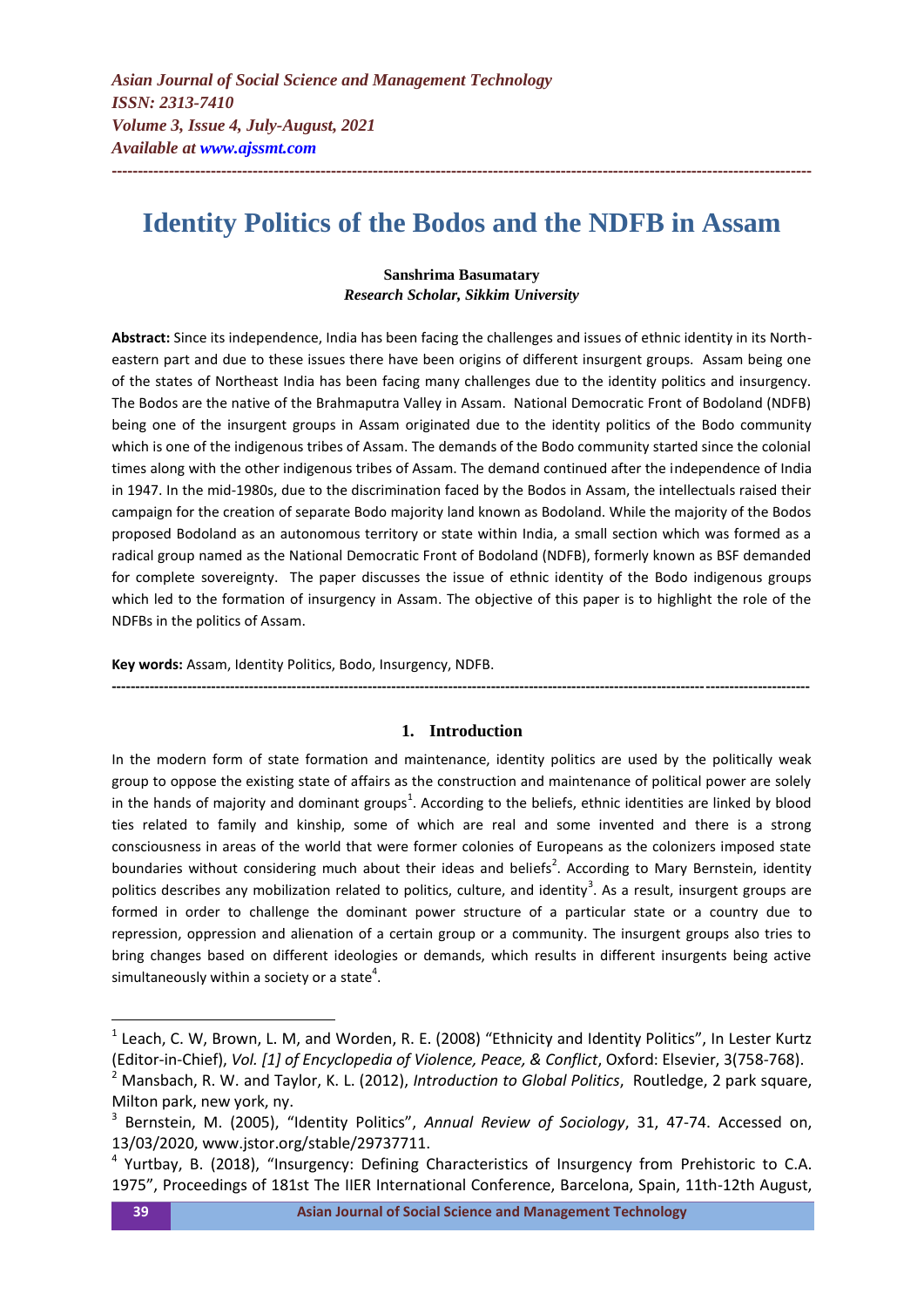*Asian Journal of Social Science and Management Technology*
*ISSN: 2313-7410*
*Volume 3, Issue 4, July-August, 2021*
*Available at www.ajssmt.com*

---

# Identity Politics of the Bodos and the NDFB in Assam

**Sanshrima Basumatary**
***Research Scholar, Sikkim University***

**Abstract:** Since its independence, India has been facing the challenges and issues of ethnic identity in its North-eastern part and due to these issues there have been origins of different insurgent groups. Assam being one of the states of Northeast India has been facing many challenges due to the identity politics and insurgency. The Bodos are the native of the Brahmaputra Valley in Assam. National Democratic Front of Bodoland (NDFB) being one of the insurgent groups in Assam originated due to the identity politics of the Bodo community which is one of the indigenous tribes of Assam. The demands of the Bodo community started since the colonial times along with the other indigenous tribes of Assam. The demand continued after the independence of India in 1947. In the mid-1980s, due to the discrimination faced by the Bodos in Assam, the intellectuals raised their campaign for the creation of separate Bodo majority land known as Bodoland. While the majority of the Bodos proposed Bodoland as an autonomous territory or state within India, a small section which was formed as a radical group named as the National Democratic Front of Bodoland (NDFB), formerly known as BSF demanded for complete sovereignty. The paper discusses the issue of ethnic identity of the Bodo indigenous groups which led to the formation of insurgency in Assam. The objective of this paper is to highlight the role of the NDFBs in the politics of Assam.

**Key words:** Assam, Identity Politics, Bodo, Insurgency, NDFB.

---

## 1. Introduction

In the modern form of state formation and maintenance, identity politics are used by the politically weak group to oppose the existing state of affairs as the construction and maintenance of political power are solely in the hands of majority and dominant groups[1]. According to the beliefs, ethnic identities are linked by blood ties related to family and kinship, some of which are real and some invented and there is a strong consciousness in areas of the world that were former colonies of Europeans as the colonizers imposed state boundaries without considering much about their ideas and beliefs[2]. According to Mary Bernstein, identity politics describes any mobilization related to politics, culture, and identity[3]. As a result, insurgent groups are formed in order to challenge the dominant power structure of a particular state or a country due to repression, oppression and alienation of a certain group or a community. The insurgent groups also tries to bring changes based on different ideologies or demands, which results in different insurgents being active simultaneously within a society or a state[4].

---

[1] Leach, C. W, Brown, L. M, and Worden, R. E. (2008) "Ethnicity and Identity Politics", In Lester Kurtz (Editor-in-Chief), *Vol. [1] of Encyclopedia of Violence, Peace, & Conflict*, Oxford: Elsevier, 3(758-768).

[2] Mansbach, R. W. and Taylor, K. L. (2012), *Introduction to Global Politics*, Routledge, 2 park square, Milton park, new york, ny.

[3] Bernstein, M. (2005), "Identity Politics", *Annual Review of Sociology*, 31, 47-74. Accessed on, 13/03/2020, www.jstor.org/stable/29737711.

[4] Yurtbay, B. (2018), "Insurgency: Defining Characteristics of Insurgency from Prehistoric to C.A. 1975", Proceedings of 181st The IIER International Conference, Barcelona, Spain, 11th-12th August,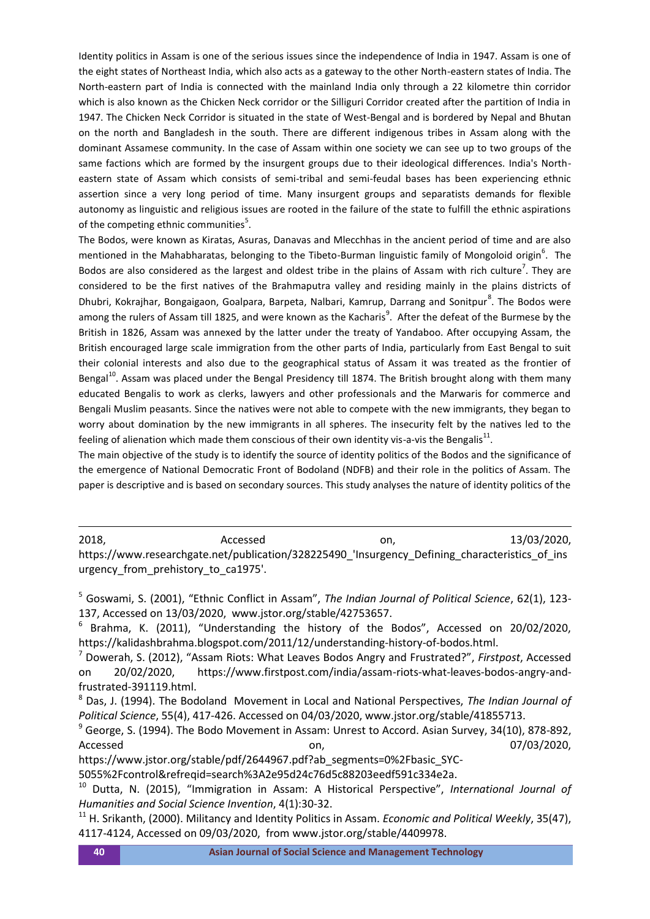Identity politics in Assam is one of the serious issues since the independence of India in 1947. Assam is one of the eight states of Northeast India, which also acts as a gateway to the other North-eastern states of India. The North-eastern part of India is connected with the mainland India only through a 22 kilometre thin corridor which is also known as the Chicken Neck corridor or the Silliguri Corridor created after the partition of India in 1947. The Chicken Neck Corridor is situated in the state of West-Bengal and is bordered by Nepal and Bhutan on the north and Bangladesh in the south. There are different indigenous tribes in Assam along with the dominant Assamese community. In the case of Assam within one society we can see up to two groups of the same factions which are formed by the insurgent groups due to their ideological differences. India's North-eastern state of Assam which consists of semi-tribal and semi-feudal bases has been experiencing ethnic assertion since a very long period of time. Many insurgent groups and separatists demands for flexible autonomy as linguistic and religious issues are rooted in the failure of the state to fulfill the ethnic aspirations of the competing ethnic communities[5].

The Bodos, were known as Kiratas, Asuras, Danavas and Mlecchhas in the ancient period of time and are also mentioned in the Mahabharatas, belonging to the Tibeto-Burman linguistic family of Mongoloid origin[6]. The Bodos are also considered as the largest and oldest tribe in the plains of Assam with rich culture[7]. They are considered to be the first natives of the Brahmaputra valley and residing mainly in the plains districts of Dhubri, Kokrajhar, Bongaigaon, Goalpara, Barpeta, Nalbari, Kamrup, Darrang and Sonitpur[8]. The Bodos were among the rulers of Assam till 1825, and were known as the Kacharis[9]. After the defeat of the Burmese by the British in 1826, Assam was annexed by the latter under the treaty of Yandaboo. After occupying Assam, the British encouraged large scale immigration from the other parts of India, particularly from East Bengal to suit their colonial interests and also due to the geographical status of Assam it was treated as the frontier of Bengal[10]. Assam was placed under the Bengal Presidency till 1874. The British brought along with them many educated Bengalis to work as clerks, lawyers and other professionals and the Marwaris for commerce and Bengali Muslim peasants. Since the natives were not able to compete with the new immigrants, they began to worry about domination by the new immigrants in all spheres. The insecurity felt by the natives led to the feeling of alienation which made them conscious of their own identity vis-a-vis the Bengalis[11].

The main objective of the study is to identify the source of identity politics of the Bodos and the significance of the emergence of National Democratic Front of Bodoland (NDFB) and their role in the politics of Assam. The paper is descriptive and is based on secondary sources. This study analyses the nature of identity politics of the

---

2018, Accessed on, 13/03/2020, https://www.researchgate.net/publication/328225490_'Insurgency_Defining_characteristics_of_insurgency_from_prehistory_to_ca1975'.

[5] Goswami, S. (2001), "Ethnic Conflict in Assam", *The Indian Journal of Political Science*, 62(1), 123-137, Accessed on 13/03/2020, www.jstor.org/stable/42753657.

[6] Brahma, K. (2011), "Understanding the history of the Bodos", Accessed on 20/02/2020, https://kalidashbrahma.blogspot.com/2011/12/understanding-history-of-bodos.html.

[7] Dowerah, S. (2012), "Assam Riots: What Leaves Bodos Angry and Frustrated?", *Firstpost*, Accessed on 20/02/2020, https://www.firstpost.com/india/assam-riots-what-leaves-bodos-angry-and-frustrated-391119.html.

[8] Das, J. (1994). The Bodoland Movement in Local and National Perspectives, *The Indian Journal of Political Science*, 55(4), 417-426. Accessed on 04/03/2020, www.jstor.org/stable/41855713.

[9] George, S. (1994). The Bodo Movement in Assam: Unrest to Accord. Asian Survey, 34(10), 878-892, Accessed on, 07/03/2020, https://www.jstor.org/stable/pdf/2644967.pdf?ab_segments=0%2Fbasic_SYC-5055%2Fcontrol&refreqid=search%3A2e95d24c76d5c88203eedf591c334e2a.

[10] Dutta, N. (2015), "Immigration in Assam: A Historical Perspective", *International Journal of Humanities and Social Science Invention*, 4(1):30-32.

[11] H. Srikanth, (2000). Militancy and Identity Politics in Assam. *Economic and Political Weekly*, 35(47), 4117-4124, Accessed on 09/03/2020, from www.jstor.org/stable/4409978.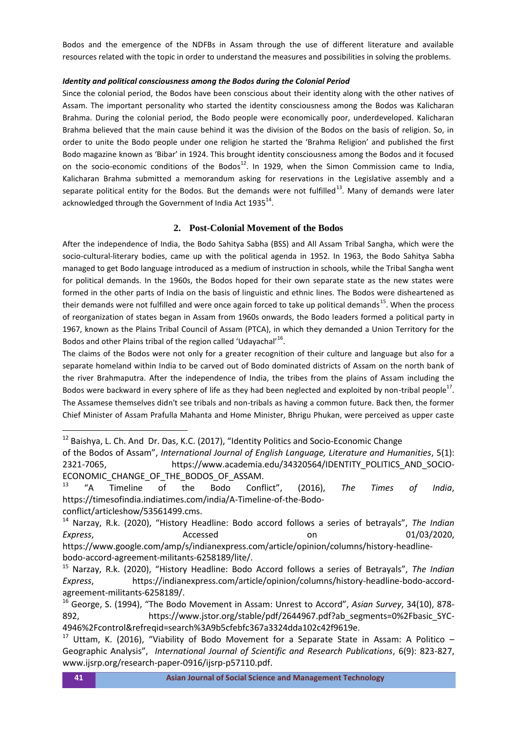Bodos and the emergence of the NDFBs in Assam through the use of different literature and available resources related with the topic in order to understand the measures and possibilities in solving the problems.

***Identity and political consciousness among the Bodos during the Colonial Period***

Since the colonial period, the Bodos have been conscious about their identity along with the other natives of Assam. The important personality who started the identity consciousness among the Bodos was Kalicharan Brahma. During the colonial period, the Bodo people were economically poor, underdeveloped. Kalicharan Brahma believed that the main cause behind it was the division of the Bodos on the basis of religion. So, in order to unite the Bodo people under one religion he started the 'Brahma Religion' and published the first Bodo magazine known as 'Bibar' in 1924. This brought identity consciousness among the Bodos and it focused on the socio-economic conditions of the Bodos[12]. In 1929, when the Simon Commission came to India, Kalicharan Brahma submitted a memorandum asking for reservations in the Legislative assembly and a separate political entity for the Bodos. But the demands were not fulfilled[13]. Many of demands were later acknowledged through the Government of India Act 1935[14].

## 2. Post-Colonial Movement of the Bodos

After the independence of India, the Bodo Sahitya Sabha (BSS) and All Assam Tribal Sangha, which were the socio-cultural-literary bodies, came up with the political agenda in 1952. In 1963, the Bodo Sahitya Sabha managed to get Bodo language introduced as a medium of instruction in schools, while the Tribal Sangha went for political demands. In the 1960s, the Bodos hoped for their own separate state as the new states were formed in the other parts of India on the basis of linguistic and ethnic lines. The Bodos were disheartened as their demands were not fulfilled and were once again forced to take up political demands[15]. When the process of reorganization of states began in Assam from 1960s onwards, the Bodo leaders formed a political party in 1967, known as the Plains Tribal Council of Assam (PTCA), in which they demanded a Union Territory for the Bodos and other Plains tribal of the region called 'Udayachal'[16].

The claims of the Bodos were not only for a greater recognition of their culture and language but also for a separate homeland within India to be carved out of Bodo dominated districts of Assam on the north bank of the river Brahmaputra. After the independence of India, the tribes from the plains of Assam including the Bodos were backward in every sphere of life as they had been neglected and exploited by non-tribal people[17]. The Assamese themselves didn't see tribals and non-tribals as having a common future. Back then, the former Chief Minister of Assam Prafulla Mahanta and Home Minister, Bhrigu Phukan, were perceived as upper caste

---

[12] Baishya, L. Ch. And Dr. Das, K.C. (2017), "Identity Politics and Socio-Economic Change of the Bodos of Assam", *International Journal of English Language, Literature and Humanities*, 5(1): 2321-7065, https://www.academia.edu/34320564/IDENTITY_POLITICS_AND_SOCIO-ECONOMIC_CHANGE_OF_THE_BODOS_OF_ASSAM.

[13] "A Timeline of the Bodo Conflict", (2016), *The Times of India*, https://timesofindia.indiatimes.com/india/A-Timeline-of-the-Bodo-conflict/articleshow/53561499.cms.

[14] Narzay, R.k. (2020), "History Headline: Bodo accord follows a series of betrayals", *The Indian Express*, Accessed on 01/03/2020, https://www.google.com/amp/s/indianexpress.com/article/opinion/columns/history-headline-bodo-accord-agreement-militants-6258189/lite/.

[15] Narzay, R.k. (2020), "History Headline: Bodo Accord follows a series of Betrayals", *The Indian Express*, https://indianexpress.com/article/opinion/columns/history-headline-bodo-accord-agreement-militants-6258189/.

[16] George, S. (1994), "The Bodo Movement in Assam: Unrest to Accord", *Asian Survey*, 34(10), 878-892, https://www.jstor.org/stable/pdf/2644967.pdf?ab_segments=0%2Fbasic_SYC-4946%2Fcontrol&refreqid=search%3A9b5cfebfc367a3324dda102c42f9619e.

[17] Uttam, K. (2016), "Viability of Bodo Movement for a Separate State in Assam: A Politico – Geographic Analysis", *International Journal of Scientific and Research Publications*, 6(9): 823-827, www.ijsrp.org/research-paper-0916/ijsrp-p57110.pdf.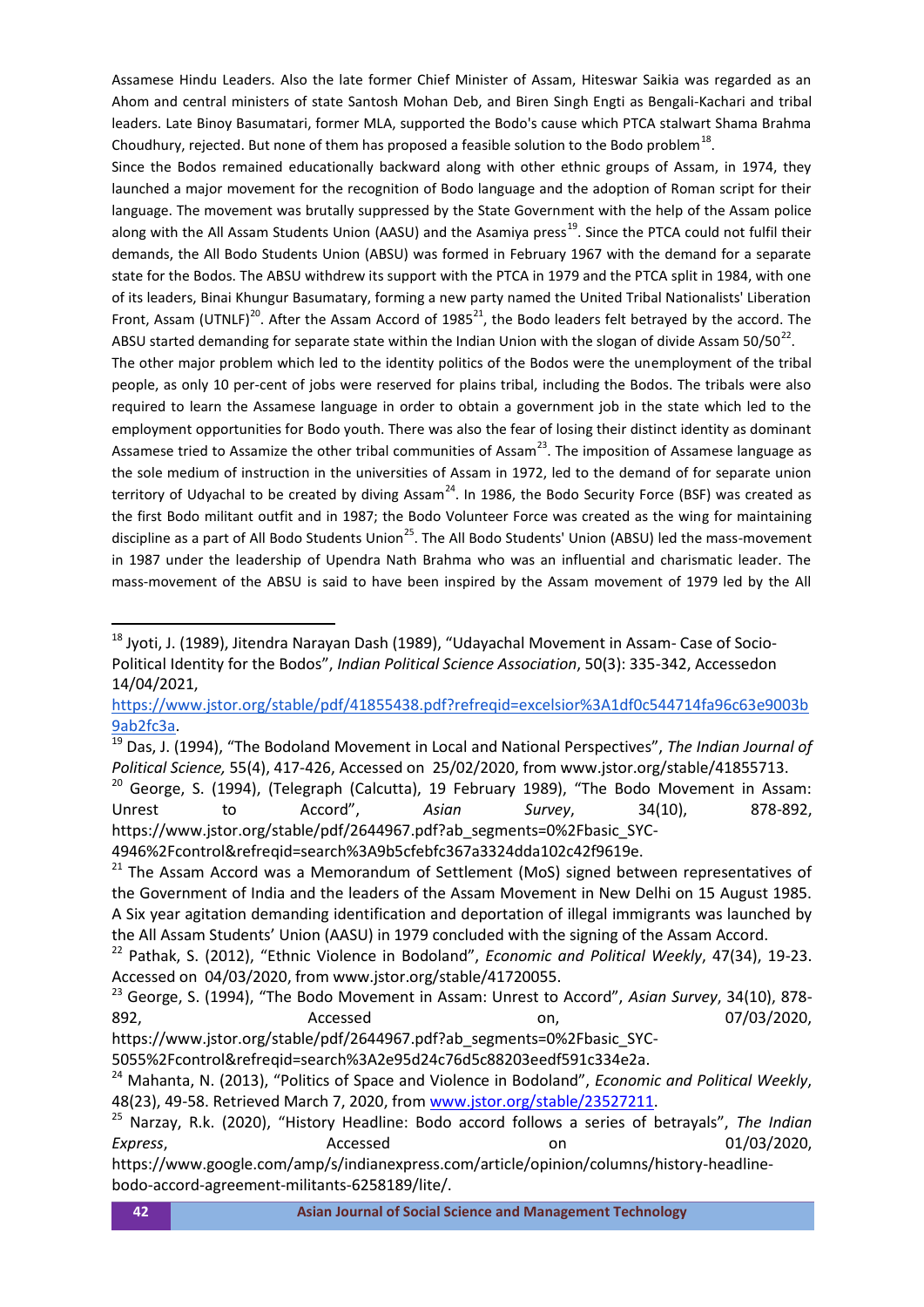Assamese Hindu Leaders. Also the late former Chief Minister of Assam, Hiteswar Saikia was regarded as an Ahom and central ministers of state Santosh Mohan Deb, and Biren Singh Engti as Bengali-Kachari and tribal leaders. Late Binoy Basumatari, former MLA, supported the Bodo's cause which PTCA stalwart Shama Brahma Choudhury, rejected. But none of them has proposed a feasible solution to the Bodo problem[18].

Since the Bodos remained educationally backward along with other ethnic groups of Assam, in 1974, they launched a major movement for the recognition of Bodo language and the adoption of Roman script for their language. The movement was brutally suppressed by the State Government with the help of the Assam police along with the All Assam Students Union (AASU) and the Asamiya press[19]. Since the PTCA could not fulfil their demands, the All Bodo Students Union (ABSU) was formed in February 1967 with the demand for a separate state for the Bodos. The ABSU withdrew its support with the PTCA in 1979 and the PTCA split in 1984, with one of its leaders, Binai Khungur Basumatary, forming a new party named the United Tribal Nationalists' Liberation Front, Assam (UTNLF)[20]. After the Assam Accord of 1985[21], the Bodo leaders felt betrayed by the accord. The ABSU started demanding for separate state within the Indian Union with the slogan of divide Assam 50/50[22].

The other major problem which led to the identity politics of the Bodos were the unemployment of the tribal people, as only 10 per-cent of jobs were reserved for plains tribal, including the Bodos. The tribals were also required to learn the Assamese language in order to obtain a government job in the state which led to the employment opportunities for Bodo youth. There was also the fear of losing their distinct identity as dominant Assamese tried to Assamize the other tribal communities of Assam[23]. The imposition of Assamese language as the sole medium of instruction in the universities of Assam in 1972, led to the demand of for separate union territory of Udyachal to be created by diving Assam[24]. In 1986, the Bodo Security Force (BSF) was created as the first Bodo militant outfit and in 1987; the Bodo Volunteer Force was created as the wing for maintaining discipline as a part of All Bodo Students Union[25]. The All Bodo Students' Union (ABSU) led the mass-movement in 1987 under the leadership of Upendra Nath Brahma who was an influential and charismatic leader. The mass-movement of the ABSU is said to have been inspired by the Assam movement of 1979 led by the All

---

[18] Jyoti, J. (1989), Jitendra Narayan Dash (1989), "Udayachal Movement in Assam- Case of Socio-Political Identity for the Bodos", *Indian Political Science Association*, 50(3): 335-342, Accessedon 14/04/2021, https://www.jstor.org/stable/pdf/41855438.pdf?refreqid=excelsior%3A1df0c544714fa96c63e9003b9ab2fc3a.

[19] Das, J. (1994), "The Bodoland Movement in Local and National Perspectives", *The Indian Journal of Political Science,* 55(4), 417-426, Accessed on 25/02/2020, from www.jstor.org/stable/41855713.

[20] George, S. (1994), (Telegraph (Calcutta), 19 February 1989), "The Bodo Movement in Assam: Unrest to Accord", *Asian Survey*, 34(10), 878-892, https://www.jstor.org/stable/pdf/2644967.pdf?ab_segments=0%2Fbasic_SYC-4946%2Fcontrol&refreqid=search%3A9b5cfebfc367a3324dda102c42f9619e.

[21] The Assam Accord was a Memorandum of Settlement (MoS) signed between representatives of the Government of India and the leaders of the Assam Movement in New Delhi on 15 August 1985. A Six year agitation demanding identification and deportation of illegal immigrants was launched by the All Assam Students' Union (AASU) in 1979 concluded with the signing of the Assam Accord.

[22] Pathak, S. (2012), "Ethnic Violence in Bodoland", *Economic and Political Weekly*, 47(34), 19-23. Accessed on 04/03/2020, from www.jstor.org/stable/41720055.

[23] George, S. (1994), "The Bodo Movement in Assam: Unrest to Accord", *Asian Survey*, 34(10), 878-892, Accessed on, 07/03/2020, https://www.jstor.org/stable/pdf/2644967.pdf?ab_segments=0%2Fbasic_SYC-5055%2Fcontrol&refreqid=search%3A2e95d24c76d5c88203eedf591c334e2a.

[24] Mahanta, N. (2013), "Politics of Space and Violence in Bodoland", *Economic and Political Weekly*, 48(23), 49-58. Retrieved March 7, 2020, from www.jstor.org/stable/23527211.

[25] Narzay, R.k. (2020), "History Headline: Bodo accord follows a series of betrayals", *The Indian Express*, Accessed on 01/03/2020, https://www.google.com/amp/s/indianexpress.com/article/opinion/columns/history-headline-bodo-accord-agreement-militants-6258189/lite/.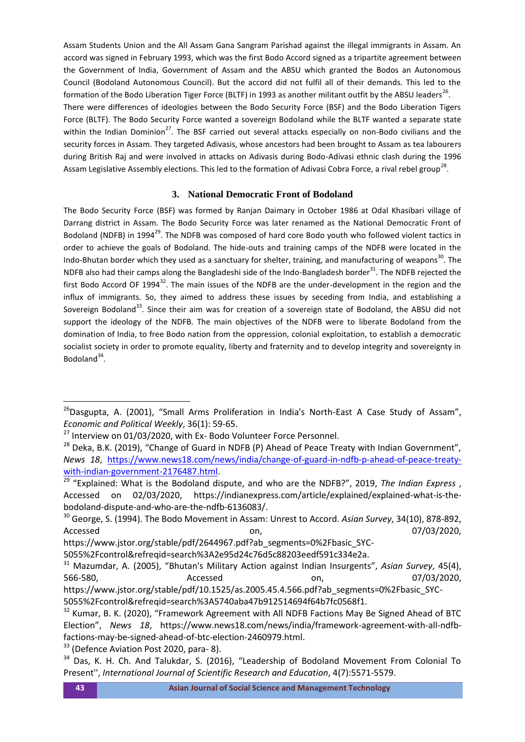Assam Students Union and the All Assam Gana Sangram Parishad against the illegal immigrants in Assam. An accord was signed in February 1993, which was the first Bodo Accord signed as a tripartite agreement between the Government of India, Government of Assam and the ABSU which granted the Bodos an Autonomous Council (Bodoland Autonomous Council). But the accord did not fulfil all of their demands. This led to the formation of the Bodo Liberation Tiger Force (BLTF) in 1993 as another militant outfit by the ABSU leaders[26]. There were differences of ideologies between the Bodo Security Force (BSF) and the Bodo Liberation Tigers Force (BLTF). The Bodo Security Force wanted a sovereign Bodoland while the BLTF wanted a separate state within the Indian Dominion[27]. The BSF carried out several attacks especially on non-Bodo civilians and the security forces in Assam. They targeted Adivasis, whose ancestors had been brought to Assam as tea labourers during British Raj and were involved in attacks on Adivasis during Bodo-Adivasi ethnic clash during the 1996 Assam Legislative Assembly elections. This led to the formation of Adivasi Cobra Force, a rival rebel group[28].

## 3. National Democratic Front of Bodoland

The Bodo Security Force (BSF) was formed by Ranjan Daimary in October 1986 at Odal Khasibari village of Darrang district in Assam. The Bodo Security Force was later renamed as the National Democratic Front of Bodoland (NDFB) in 1994[29]. The NDFB was composed of hard core Bodo youth who followed violent tactics in order to achieve the goals of Bodoland. The hide-outs and training camps of the NDFB were located in the Indo-Bhutan border which they used as a sanctuary for shelter, training, and manufacturing of weapons[30]. The NDFB also had their camps along the Bangladeshi side of the Indo-Bangladesh border[31]. The NDFB rejected the first Bodo Accord OF 1994[32]. The main issues of the NDFB are the under-development in the region and the influx of immigrants. So, they aimed to address these issues by seceding from India, and establishing a Sovereign Bodoland[33]. Since their aim was for creation of a sovereign state of Bodoland, the ABSU did not support the ideology of the NDFB. The main objectives of the NDFB were to liberate Bodoland from the domination of India, to free Bodo nation from the oppression, colonial exploitation, to establish a democratic socialist society in order to promote equality, liberty and fraternity and to develop integrity and sovereignty in Bodoland[34].

---

[26] Dasgupta, A. (2001), "Small Arms Proliferation in India's North-East A Case Study of Assam", *Economic and Political Weekly*, 36(1): 59-65.

[27] Interview on 01/03/2020, with Ex- Bodo Volunteer Force Personnel.

[28] Deka, B.K. (2019), "Change of Guard in NDFB (P) Ahead of Peace Treaty with Indian Government", *News 18*, https://www.news18.com/news/india/change-of-guard-in-ndfb-p-ahead-of-peace-treaty-with-indian-government-2176487.html.

[29] "Explained: What is the Bodoland dispute, and who are the NDFB?", 2019, *The Indian Express* , Accessed on 02/03/2020, https://indianexpress.com/article/explained/explained-what-is-the-bodoland-dispute-and-who-are-the-ndfb-6136083/.

[30] George, S. (1994). The Bodo Movement in Assam: Unrest to Accord. *Asian Survey*, 34(10), 878-892, Accessed on, 07/03/2020, https://www.jstor.org/stable/pdf/2644967.pdf?ab_segments=0%2Fbasic_SYC-5055%2Fcontrol&refreqid=search%3A2e95d24c76d5c88203eedf591c334e2a.

[31] Mazumdar, A. (2005), "Bhutan's Military Action against Indian Insurgents", *Asian Survey*, 45(4), 566-580, Accessed on, 07/03/2020, https://www.jstor.org/stable/pdf/10.1525/as.2005.45.4.566.pdf?ab_segments=0%2Fbasic_SYC-5055%2Fcontrol&refreqid=search%3A5740aba47b912514694f64b7fc0568f1.

[32] Kumar, B. K. (2020), "Framework Agreement with All NDFB Factions May Be Signed Ahead of BTC Election", *News 18*, https://www.news18.com/news/india/framework-agreement-with-all-ndfb-factions-may-be-signed-ahead-of-btc-election-2460979.html.

[33] (Defence Aviation Post 2020, para- 8).

[34] Das, K. H. Ch. And Talukdar, S. (2016), "Leadership of Bodoland Movement From Colonial To Present'', *International Journal of Scientific Research and Education*, 4(7):5571-5579.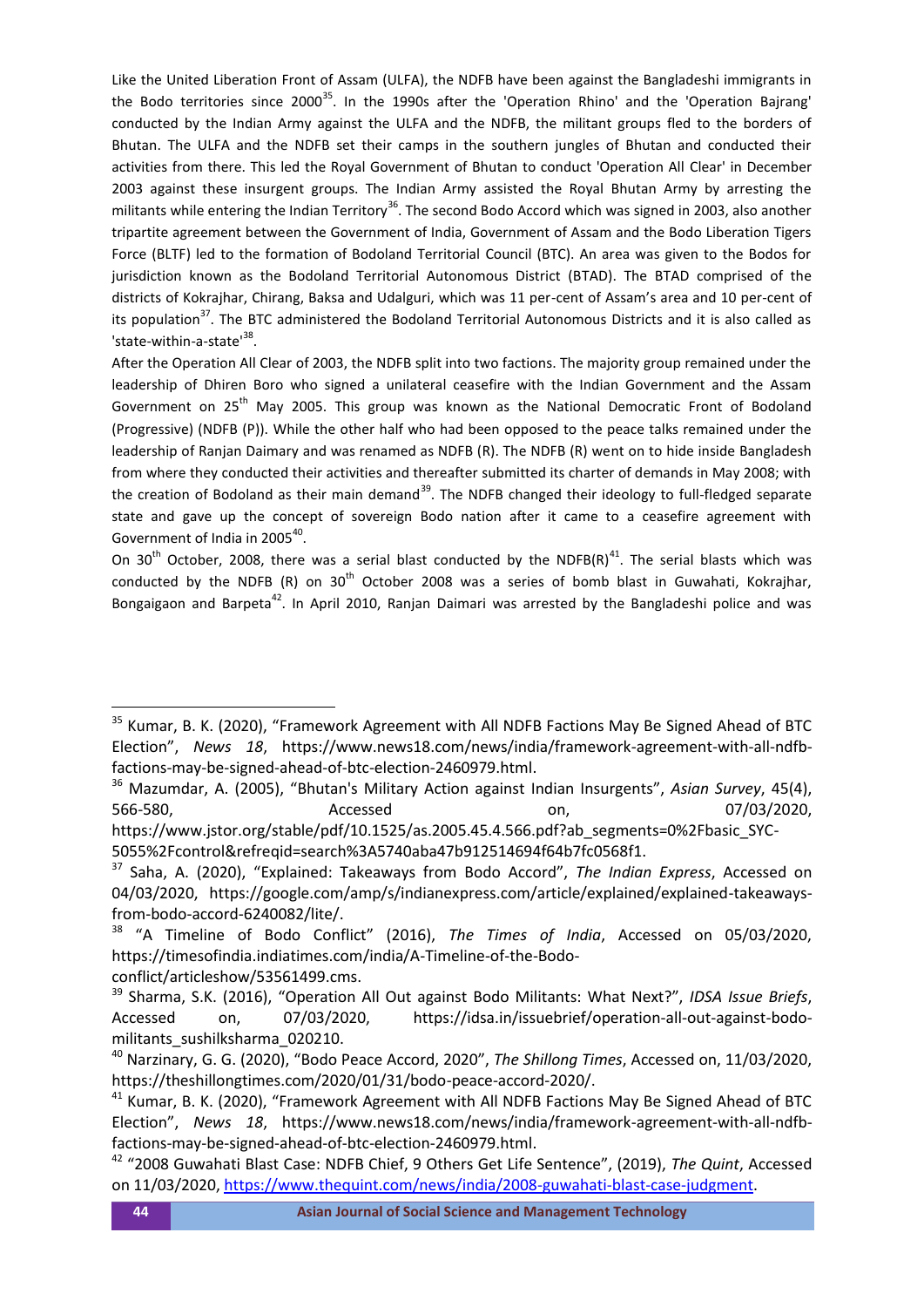Like the United Liberation Front of Assam (ULFA), the NDFB have been against the Bangladeshi immigrants in the Bodo territories since 2000[35]. In the 1990s after the 'Operation Rhino' and the 'Operation Bajrang' conducted by the Indian Army against the ULFA and the NDFB, the militant groups fled to the borders of Bhutan. The ULFA and the NDFB set their camps in the southern jungles of Bhutan and conducted their activities from there. This led the Royal Government of Bhutan to conduct 'Operation All Clear' in December 2003 against these insurgent groups. The Indian Army assisted the Royal Bhutan Army by arresting the militants while entering the Indian Territory[36]. The second Bodo Accord which was signed in 2003, also another tripartite agreement between the Government of India, Government of Assam and the Bodo Liberation Tigers Force (BLTF) led to the formation of Bodoland Territorial Council (BTC). An area was given to the Bodos for jurisdiction known as the Bodoland Territorial Autonomous District (BTAD). The BTAD comprised of the districts of Kokrajhar, Chirang, Baksa and Udalguri, which was 11 per-cent of Assam's area and 10 per-cent of its population[37]. The BTC administered the Bodoland Territorial Autonomous Districts and it is also called as 'state-within-a-state'[38].

After the Operation All Clear of 2003, the NDFB split into two factions. The majority group remained under the leadership of Dhiren Boro who signed a unilateral ceasefire with the Indian Government and the Assam Government on 25th May 2005. This group was known as the National Democratic Front of Bodoland (Progressive) (NDFB (P)). While the other half who had been opposed to the peace talks remained under the leadership of Ranjan Daimary and was renamed as NDFB (R). The NDFB (R) went on to hide inside Bangladesh from where they conducted their activities and thereafter submitted its charter of demands in May 2008; with the creation of Bodoland as their main demand[39]. The NDFB changed their ideology to full-fledged separate state and gave up the concept of sovereign Bodo nation after it came to a ceasefire agreement with Government of India in 2005[40].

On 30th October, 2008, there was a serial blast conducted by the NDFB(R)[41]. The serial blasts which was conducted by the NDFB (R) on 30th October 2008 was a series of bomb blast in Guwahati, Kokrajhar, Bongaigaon and Barpeta[42]. In April 2010, Ranjan Daimari was arrested by the Bangladeshi police and was

---

[35] Kumar, B. K. (2020), "Framework Agreement with All NDFB Factions May Be Signed Ahead of BTC Election", *News 18*, https://www.news18.com/news/india/framework-agreement-with-all-ndfb-factions-may-be-signed-ahead-of-btc-election-2460979.html.

[36] Mazumdar, A. (2005), "Bhutan's Military Action against Indian Insurgents", *Asian Survey*, 45(4), 566-580, Accessed on, 07/03/2020, https://www.jstor.org/stable/pdf/10.1525/as.2005.45.4.566.pdf?ab_segments=0%2Fbasic_SYC-5055%2Fcontrol&refreqid=search%3A5740aba47b912514694f64b7fc0568f1.

[37] Saha, A. (2020), "Explained: Takeaways from Bodo Accord", *The Indian Express*, Accessed on 04/03/2020, https://google.com/amp/s/indianexpress.com/article/explained/explained-takeaways-from-bodo-accord-6240082/lite/.

[38] "A Timeline of Bodo Conflict" (2016), *The Times of India*, Accessed on 05/03/2020, https://timesofindia.indiatimes.com/india/A-Timeline-of-the-Bodo-conflict/articleshow/53561499.cms.

[39] Sharma, S.K. (2016), "Operation All Out against Bodo Militants: What Next?", *IDSA Issue Briefs*, Accessed on, 07/03/2020, https://idsa.in/issuebrief/operation-all-out-against-bodo-militants_sushilksharma_020210.

[40] Narzinary, G. G. (2020), "Bodo Peace Accord, 2020", *The Shillong Times*, Accessed on, 11/03/2020, https://theshillongtimes.com/2020/01/31/bodo-peace-accord-2020/.

[41] Kumar, B. K. (2020), "Framework Agreement with All NDFB Factions May Be Signed Ahead of BTC Election", *News 18*, https://www.news18.com/news/india/framework-agreement-with-all-ndfb-factions-may-be-signed-ahead-of-btc-election-2460979.html.

[42] "2008 Guwahati Blast Case: NDFB Chief, 9 Others Get Life Sentence", (2019), *The Quint*, Accessed on 11/03/2020, https://www.thequint.com/news/india/2008-guwahati-blast-case-judgment.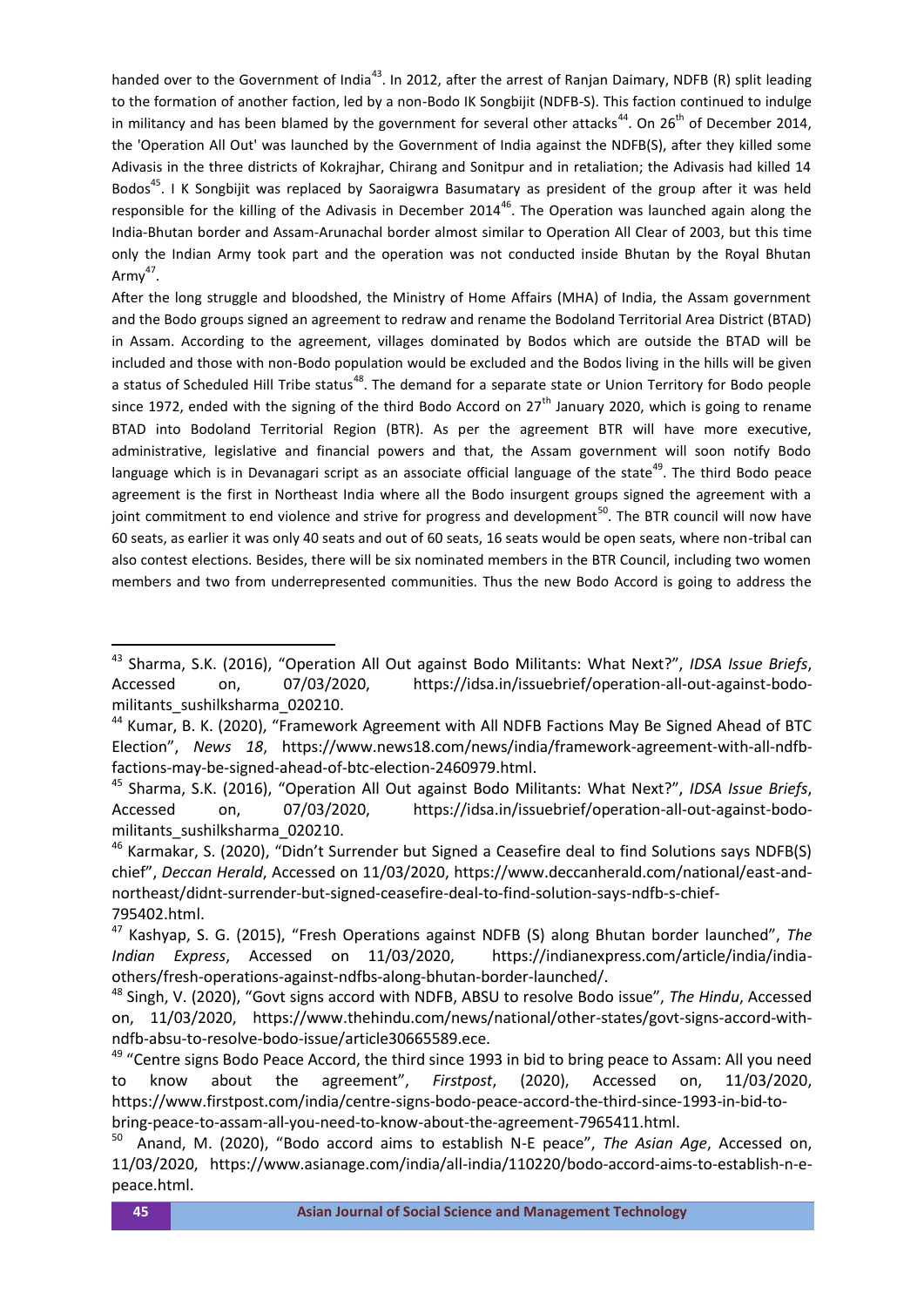handed over to the Government of India[43]. In 2012, after the arrest of Ranjan Daimary, NDFB (R) split leading to the formation of another faction, led by a non-Bodo IK Songbijit (NDFB-S). This faction continued to indulge in militancy and has been blamed by the government for several other attacks[44]. On 26th of December 2014, the 'Operation All Out' was launched by the Government of India against the NDFB(S), after they killed some Adivasis in the three districts of Kokrajhar, Chirang and Sonitpur and in retaliation; the Adivasis had killed 14 Bodos[45]. I K Songbijit was replaced by Saoraigwra Basumatary as president of the group after it was held responsible for the killing of the Adivasis in December 2014[46]. The Operation was launched again along the India-Bhutan border and Assam-Arunachal border almost similar to Operation All Clear of 2003, but this time only the Indian Army took part and the operation was not conducted inside Bhutan by the Royal Bhutan Army[47].

After the long struggle and bloodshed, the Ministry of Home Affairs (MHA) of India, the Assam government and the Bodo groups signed an agreement to redraw and rename the Bodoland Territorial Area District (BTAD) in Assam. According to the agreement, villages dominated by Bodos which are outside the BTAD will be included and those with non-Bodo population would be excluded and the Bodos living in the hills will be given a status of Scheduled Hill Tribe status[48]. The demand for a separate state or Union Territory for Bodo people since 1972, ended with the signing of the third Bodo Accord on 27th January 2020, which is going to rename BTAD into Bodoland Territorial Region (BTR). As per the agreement BTR will have more executive, administrative, legislative and financial powers and that, the Assam government will soon notify Bodo language which is in Devanagari script as an associate official language of the state[49]. The third Bodo peace agreement is the first in Northeast India where all the Bodo insurgent groups signed the agreement with a joint commitment to end violence and strive for progress and development[50]. The BTR council will now have 60 seats, as earlier it was only 40 seats and out of 60 seats, 16 seats would be open seats, where non-tribal can also contest elections. Besides, there will be six nominated members in the BTR Council, including two women members and two from underrepresented communities. Thus the new Bodo Accord is going to address the

---

[43] Sharma, S.K. (2016), "Operation All Out against Bodo Militants: What Next?", *IDSA Issue Briefs*, Accessed on, 07/03/2020, https://idsa.in/issuebrief/operation-all-out-against-bodo-militants_sushilksharma_020210.

[44] Kumar, B. K. (2020), "Framework Agreement with All NDFB Factions May Be Signed Ahead of BTC Election", *News 18*, https://www.news18.com/news/india/framework-agreement-with-all-ndfb-factions-may-be-signed-ahead-of-btc-election-2460979.html.

[45] Sharma, S.K. (2016), "Operation All Out against Bodo Militants: What Next?", *IDSA Issue Briefs*, Accessed on, 07/03/2020, https://idsa.in/issuebrief/operation-all-out-against-bodo-militants_sushilksharma_020210.

[46] Karmakar, S. (2020), "Didn't Surrender but Signed a Ceasefire deal to find Solutions says NDFB(S) chief", *Deccan Herald*, Accessed on 11/03/2020, https://www.deccanherald.com/national/east-and-northeast/didnt-surrender-but-signed-ceasefire-deal-to-find-solution-says-ndfb-s-chief-795402.html.

[47] Kashyap, S. G. (2015), "Fresh Operations against NDFB (S) along Bhutan border launched", *The Indian Express*, Accessed on 11/03/2020, https://indianexpress.com/article/india/india-others/fresh-operations-against-ndfbs-along-bhutan-border-launched/.

[48] Singh, V. (2020), "Govt signs accord with NDFB, ABSU to resolve Bodo issue", *The Hindu*, Accessed on, 11/03/2020, https://www.thehindu.com/news/national/other-states/govt-signs-accord-with-ndfb-absu-to-resolve-bodo-issue/article30665589.ece.

[49] "Centre signs Bodo Peace Accord, the third since 1993 in bid to bring peace to Assam: All you need to know about the agreement", *Firstpost*, (2020), Accessed on, 11/03/2020, https://www.firstpost.com/india/centre-signs-bodo-peace-accord-the-third-since-1993-in-bid-to-bring-peace-to-assam-all-you-need-to-know-about-the-agreement-7965411.html.

[50] Anand, M. (2020), "Bodo accord aims to establish N-E peace", *The Asian Age*, Accessed on, 11/03/2020, https://www.asianage.com/india/all-india/110220/bodo-accord-aims-to-establish-n-e-peace.html.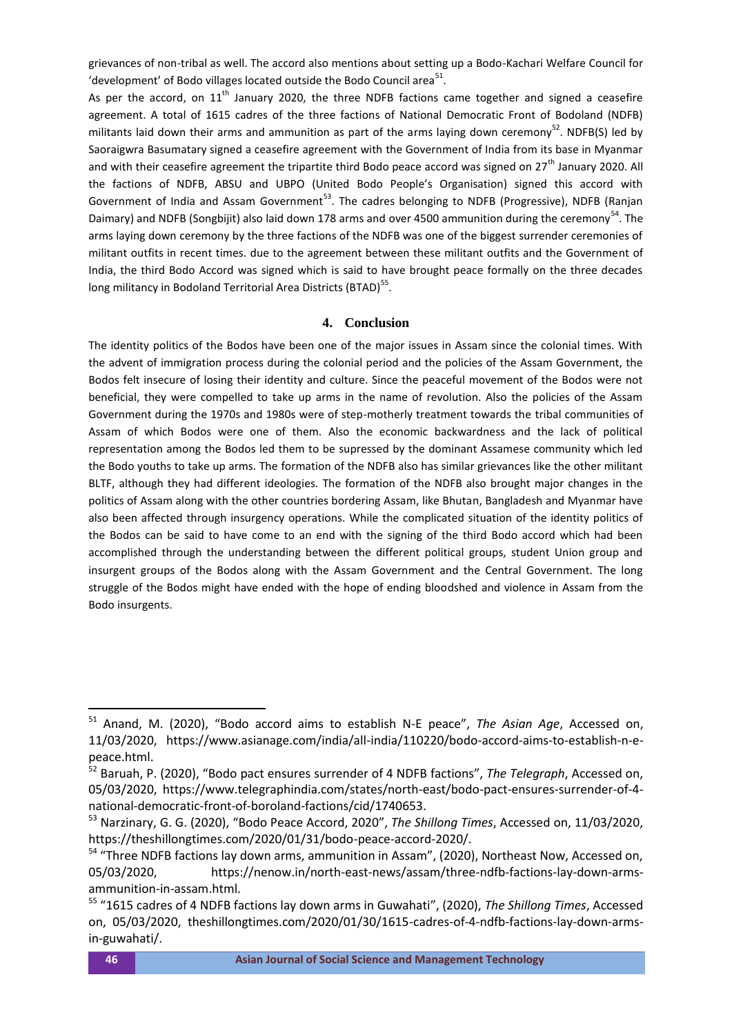grievances of non-tribal as well. The accord also mentions about setting up a Bodo-Kachari Welfare Council for 'development' of Bodo villages located outside the Bodo Council area[51].

As per the accord, on 11th January 2020, the three NDFB factions came together and signed a ceasefire agreement. A total of 1615 cadres of the three factions of National Democratic Front of Bodoland (NDFB) militants laid down their arms and ammunition as part of the arms laying down ceremony[52]. NDFB(S) led by Saoraigwra Basumatary signed a ceasefire agreement with the Government of India from its base in Myanmar and with their ceasefire agreement the tripartite third Bodo peace accord was signed on 27th January 2020. All the factions of NDFB, ABSU and UBPO (United Bodo People's Organisation) signed this accord with Government of India and Assam Government[53]. The cadres belonging to NDFB (Progressive), NDFB (Ranjan Daimary) and NDFB (Songbijit) also laid down 178 arms and over 4500 ammunition during the ceremony[54]. The arms laying down ceremony by the three factions of the NDFB was one of the biggest surrender ceremonies of militant outfits in recent times. due to the agreement between these militant outfits and the Government of India, the third Bodo Accord was signed which is said to have brought peace formally on the three decades long militancy in Bodoland Territorial Area Districts (BTAD)[55].

## 4. Conclusion

The identity politics of the Bodos have been one of the major issues in Assam since the colonial times. With the advent of immigration process during the colonial period and the policies of the Assam Government, the Bodos felt insecure of losing their identity and culture. Since the peaceful movement of the Bodos were not beneficial, they were compelled to take up arms in the name of revolution. Also the policies of the Assam Government during the 1970s and 1980s were of step-motherly treatment towards the tribal communities of Assam of which Bodos were one of them. Also the economic backwardness and the lack of political representation among the Bodos led them to be supressed by the dominant Assamese community which led the Bodo youths to take up arms. The formation of the NDFB also has similar grievances like the other militant BLTF, although they had different ideologies. The formation of the NDFB also brought major changes in the politics of Assam along with the other countries bordering Assam, like Bhutan, Bangladesh and Myanmar have also been affected through insurgency operations. While the complicated situation of the identity politics of the Bodos can be said to have come to an end with the signing of the third Bodo accord which had been accomplished through the understanding between the different political groups, student Union group and insurgent groups of the Bodos along with the Assam Government and the Central Government. The long struggle of the Bodos might have ended with the hope of ending bloodshed and violence in Assam from the Bodo insurgents.

---

[51] Anand, M. (2020), "Bodo accord aims to establish N-E peace", *The Asian Age*, Accessed on, 11/03/2020, https://www.asianage.com/india/all-india/110220/bodo-accord-aims-to-establish-n-e-peace.html.

[52] Baruah, P. (2020), "Bodo pact ensures surrender of 4 NDFB factions", *The Telegraph*, Accessed on, 05/03/2020, https://www.telegraphindia.com/states/north-east/bodo-pact-ensures-surrender-of-4-national-democratic-front-of-boroland-factions/cid/1740653.

[53] Narzinary, G. G. (2020), "Bodo Peace Accord, 2020", *The Shillong Times*, Accessed on, 11/03/2020, https://theshillongtimes.com/2020/01/31/bodo-peace-accord-2020/.

[54] "Three NDFB factions lay down arms, ammunition in Assam", (2020), Northeast Now, Accessed on, 05/03/2020, https://nenow.in/north-east-news/assam/three-ndfb-factions-lay-down-arms-ammunition-in-assam.html.

[55] "1615 cadres of 4 NDFB factions lay down arms in Guwahati", (2020), *The Shillong Times*, Accessed on, 05/03/2020, theshillongtimes.com/2020/01/30/1615-cadres-of-4-ndfb-factions-lay-down-arms-in-guwahati/.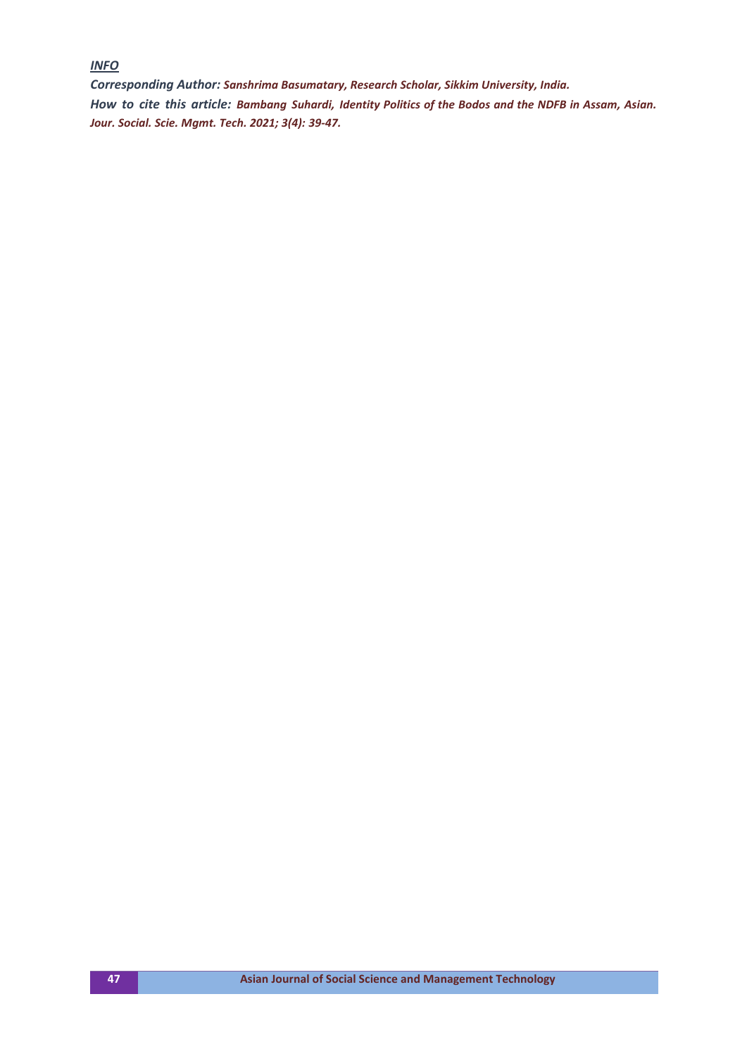***INFO***

***Corresponding Author:*** ***Sanshrima Basumatary, Research Scholar, Sikkim University, India.***

***How to cite this article:*** ***Bambang Suhardi, Identity Politics of the Bodos and the NDFB in Assam, Asian. Jour. Social. Scie. Mgmt. Tech. 2021; 3(4): 39-47.***